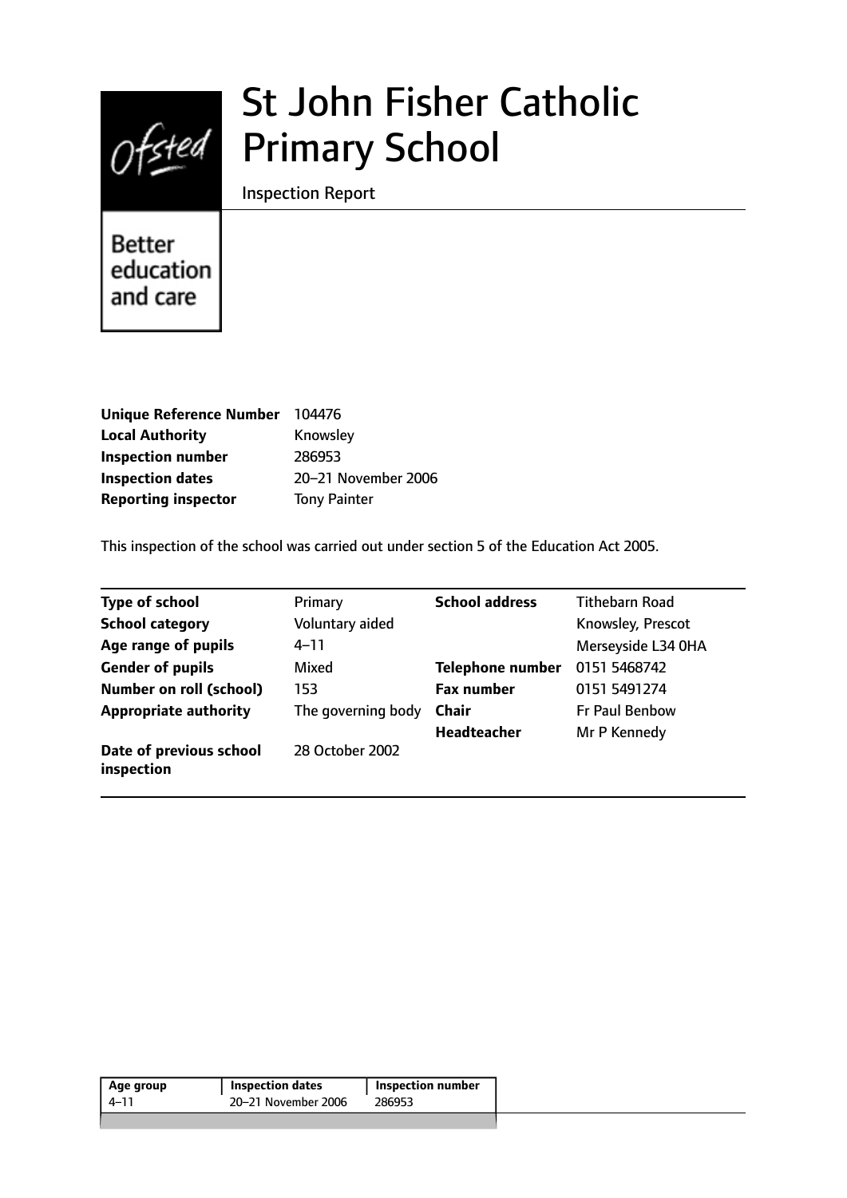# St John Fisher Catholic Primary School

Inspection Report

Better education and care

| | |
|---|---|
| **Unique Reference Number** | 104476 |
| **Local Authority** | Knowsley |
| **Inspection number** | 286953 |
| **Inspection dates** | 20–21 November 2006 |
| **Reporting inspector** | Tony Painter |

This inspection of the school was carried out under section 5 of the Education Act 2005.

| | | | |
|---|---|---|---|
| **Type of school** | Primary | **School address** | Tithebarn Road |
| **School category** | Voluntary aided | | Knowsley, Prescot |
| **Age range of pupils** | 4–11 | | Merseyside L34 0HA |
| **Gender of pupils** | Mixed | **Telephone number** | 0151 5468742 |
| **Number on roll (school)** | 153 | **Fax number** | 0151 5491274 |
| **Appropriate authority** | The governing body | **Chair** | Fr Paul Benbow |
| | | **Headteacher** | Mr P Kennedy |
| **Date of previous school inspection** | 28 October 2002 | | |

| Age group | Inspection dates | Inspection number |
|---|---|---|
| 4–11 | 20–21 November 2006 | 286953 |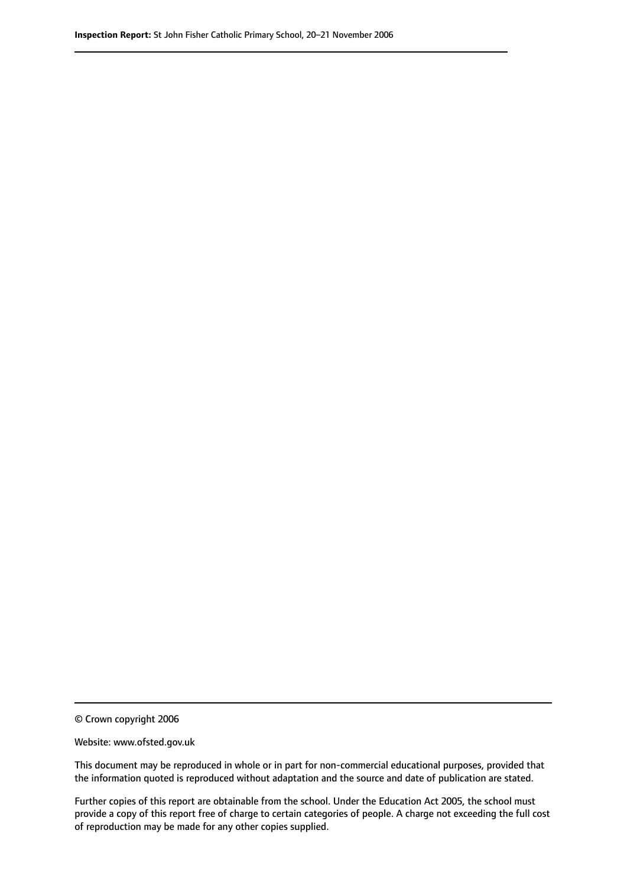© Crown copyright 2006

Website: www.ofsted.gov.uk

This document may be reproduced in whole or in part for non-commercial educational purposes, provided that the information quoted is reproduced without adaptation and the source and date of publication are stated.

Further copies of this report are obtainable from the school. Under the Education Act 2005, the school must provide a copy of this report free of charge to certain categories of people. A charge not exceeding the full cost of reproduction may be made for any other copies supplied.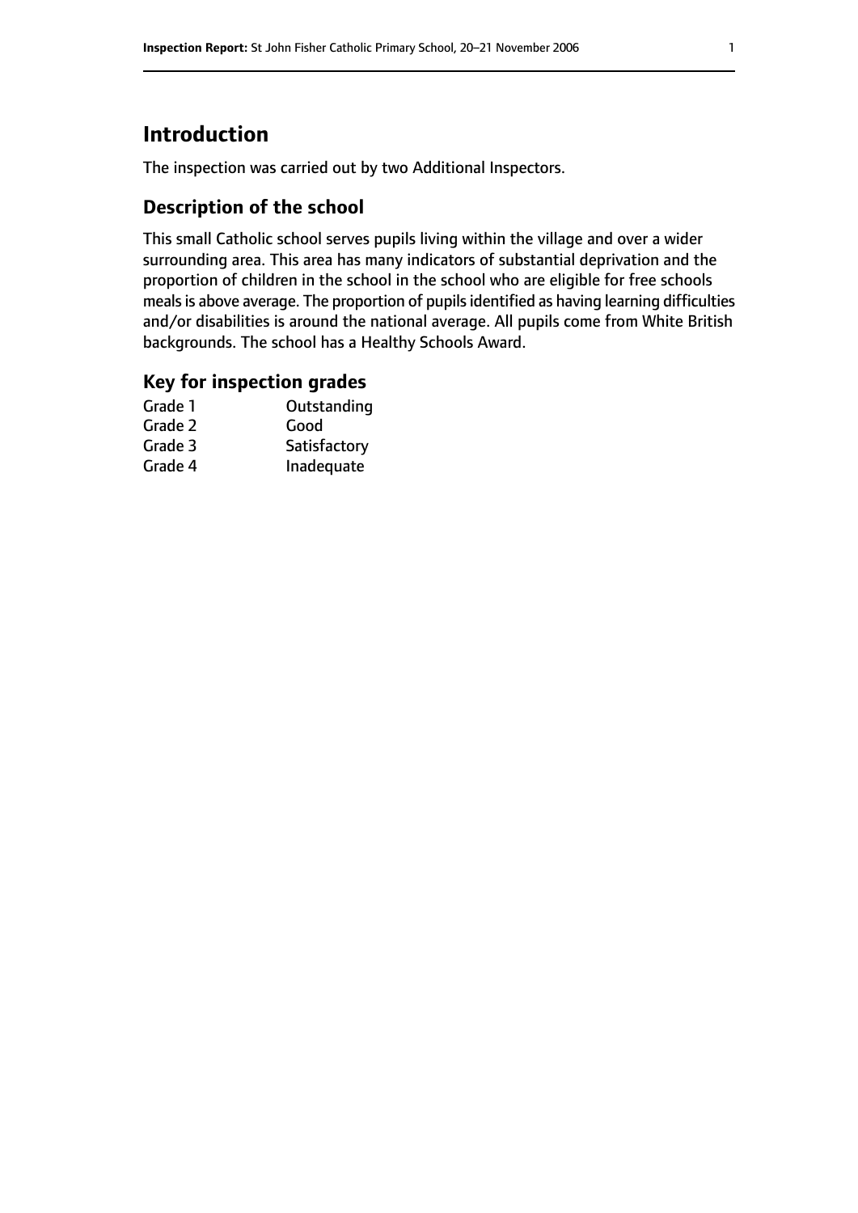# Introduction

The inspection was carried out by two Additional Inspectors.

## Description of the school

This small Catholic school serves pupils living within the village and over a wider surrounding area. This area has many indicators of substantial deprivation and the proportion of children in the school in the school who are eligible for free schools meals is above average. The proportion of pupils identified as having learning difficulties and/or disabilities is around the national average. All pupils come from White British backgrounds. The school has a Healthy Schools Award.

## Key for inspection grades

| | |
|---|---|
| Grade 1 | Outstanding |
| Grade 2 | Good |
| Grade 3 | Satisfactory |
| Grade 4 | Inadequate |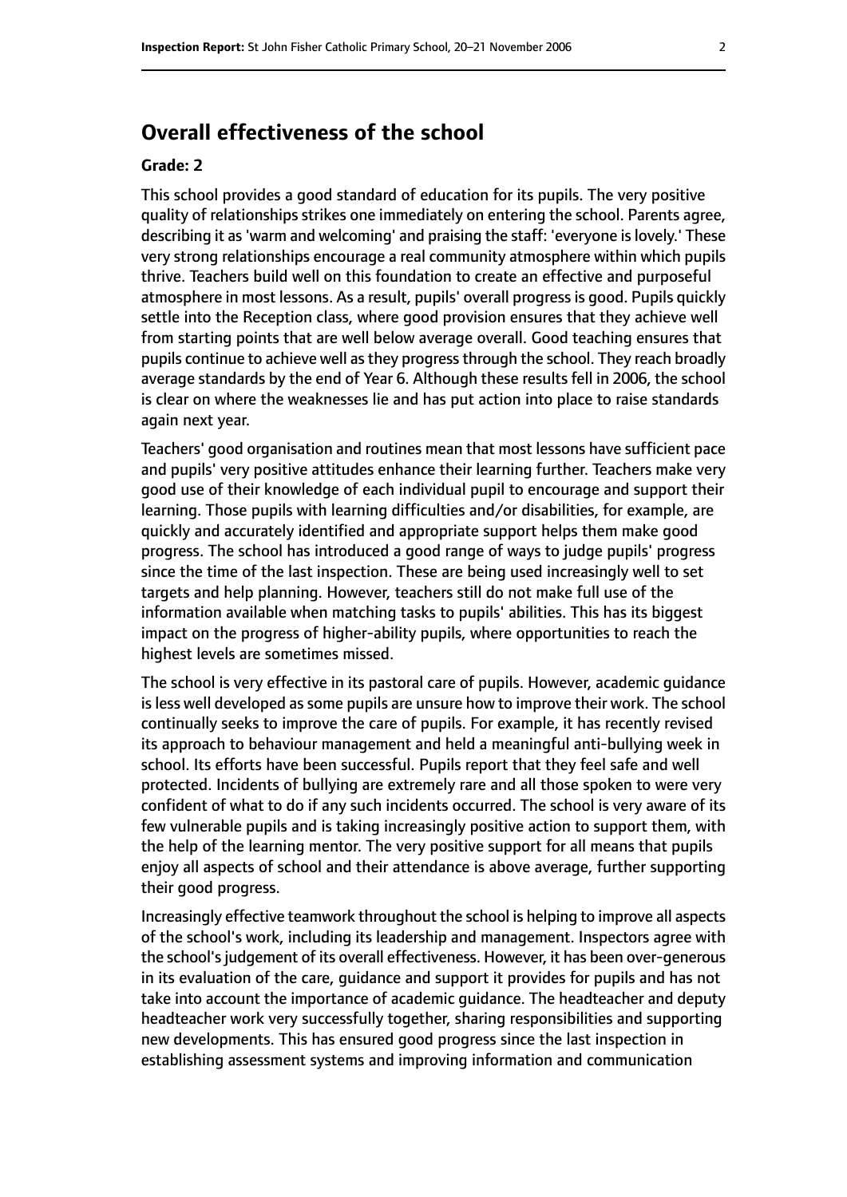## Overall effectiveness of the school

**Grade: 2**

This school provides a good standard of education for its pupils. The very positive quality of relationships strikes one immediately on entering the school. Parents agree, describing it as 'warm and welcoming' and praising the staff: 'everyone is lovely.' These very strong relationships encourage a real community atmosphere within which pupils thrive. Teachers build well on this foundation to create an effective and purposeful atmosphere in most lessons. As a result, pupils' overall progress is good. Pupils quickly settle into the Reception class, where good provision ensures that they achieve well from starting points that are well below average overall. Good teaching ensures that pupils continue to achieve well as they progress through the school. They reach broadly average standards by the end of Year 6. Although these results fell in 2006, the school is clear on where the weaknesses lie and has put action into place to raise standards again next year.

Teachers' good organisation and routines mean that most lessons have sufficient pace and pupils' very positive attitudes enhance their learning further. Teachers make very good use of their knowledge of each individual pupil to encourage and support their learning. Those pupils with learning difficulties and/or disabilities, for example, are quickly and accurately identified and appropriate support helps them make good progress. The school has introduced a good range of ways to judge pupils' progress since the time of the last inspection. These are being used increasingly well to set targets and help planning. However, teachers still do not make full use of the information available when matching tasks to pupils' abilities. This has its biggest impact on the progress of higher-ability pupils, where opportunities to reach the highest levels are sometimes missed.

The school is very effective in its pastoral care of pupils. However, academic guidance is less well developed as some pupils are unsure how to improve their work. The school continually seeks to improve the care of pupils. For example, it has recently revised its approach to behaviour management and held a meaningful anti-bullying week in school. Its efforts have been successful. Pupils report that they feel safe and well protected. Incidents of bullying are extremely rare and all those spoken to were very confident of what to do if any such incidents occurred. The school is very aware of its few vulnerable pupils and is taking increasingly positive action to support them, with the help of the learning mentor. The very positive support for all means that pupils enjoy all aspects of school and their attendance is above average, further supporting their good progress.

Increasingly effective teamwork throughout the school is helping to improve all aspects of the school's work, including its leadership and management. Inspectors agree with the school's judgement of its overall effectiveness. However, it has been over-generous in its evaluation of the care, guidance and support it provides for pupils and has not take into account the importance of academic guidance. The headteacher and deputy headteacher work very successfully together, sharing responsibilities and supporting new developments. This has ensured good progress since the last inspection in establishing assessment systems and improving information and communication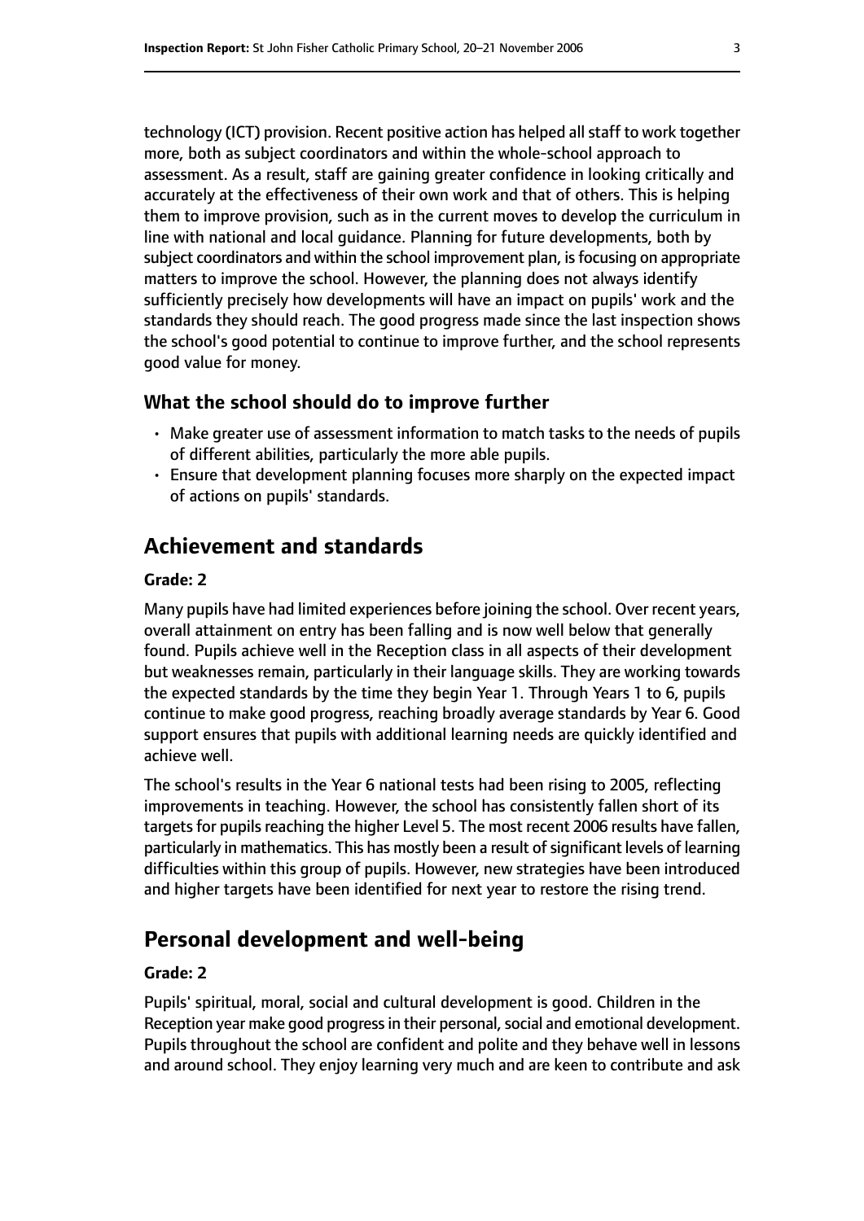technology (ICT) provision. Recent positive action has helped all staff to work together more, both as subject coordinators and within the whole-school approach to assessment. As a result, staff are gaining greater confidence in looking critically and accurately at the effectiveness of their own work and that of others. This is helping them to improve provision, such as in the current moves to develop the curriculum in line with national and local guidance. Planning for future developments, both by subject coordinators and within the school improvement plan, is focusing on appropriate matters to improve the school. However, the planning does not always identify sufficiently precisely how developments will have an impact on pupils' work and the standards they should reach. The good progress made since the last inspection shows the school's good potential to continue to improve further, and the school represents good value for money.

### What the school should do to improve further

- Make greater use of assessment information to match tasks to the needs of pupils of different abilities, particularly the more able pupils.
- Ensure that development planning focuses more sharply on the expected impact of actions on pupils' standards.

## Achievement and standards

#### Grade: 2

Many pupils have had limited experiences before joining the school. Over recent years, overall attainment on entry has been falling and is now well below that generally found. Pupils achieve well in the Reception class in all aspects of their development but weaknesses remain, particularly in their language skills. They are working towards the expected standards by the time they begin Year 1. Through Years 1 to 6, pupils continue to make good progress, reaching broadly average standards by Year 6. Good support ensures that pupils with additional learning needs are quickly identified and achieve well.

The school's results in the Year 6 national tests had been rising to 2005, reflecting improvements in teaching. However, the school has consistently fallen short of its targets for pupils reaching the higher Level 5. The most recent 2006 results have fallen, particularly in mathematics. This has mostly been a result of significant levels of learning difficulties within this group of pupils. However, new strategies have been introduced and higher targets have been identified for next year to restore the rising trend.

## Personal development and well-being

#### Grade: 2

Pupils' spiritual, moral, social and cultural development is good. Children in the Reception year make good progress in their personal, social and emotional development. Pupils throughout the school are confident and polite and they behave well in lessons and around school. They enjoy learning very much and are keen to contribute and ask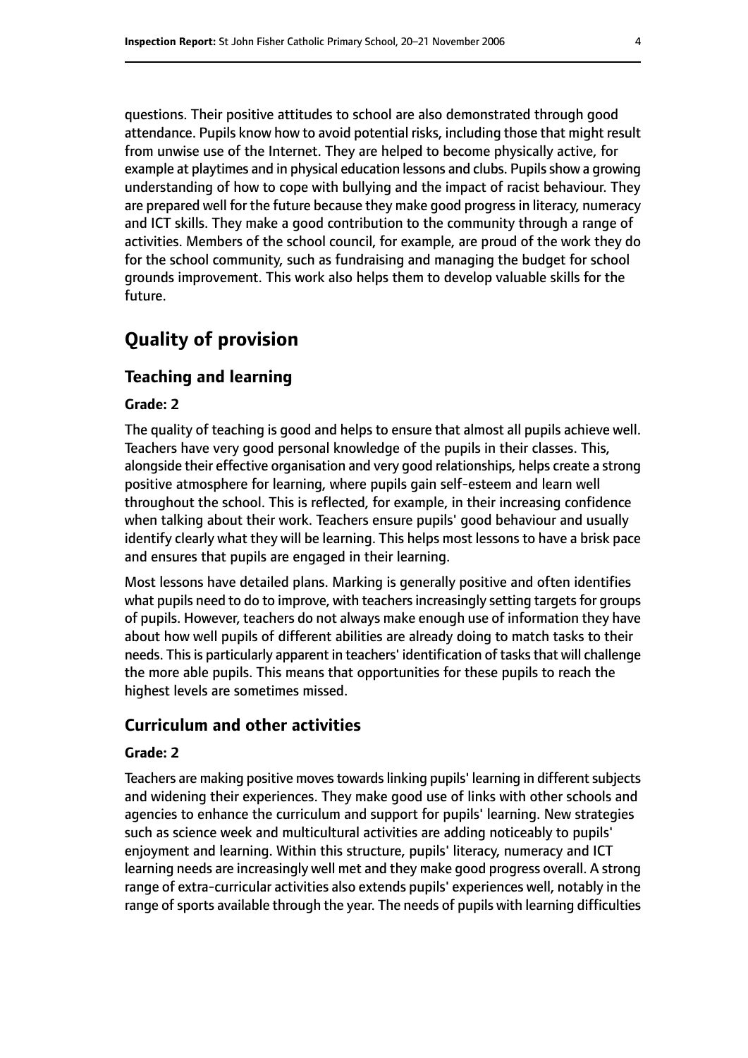questions. Their positive attitudes to school are also demonstrated through good attendance. Pupils know how to avoid potential risks, including those that might result from unwise use of the Internet. They are helped to become physically active, for example at playtimes and in physical education lessons and clubs. Pupils show a growing understanding of how to cope with bullying and the impact of racist behaviour. They are prepared well for the future because they make good progress in literacy, numeracy and ICT skills. They make a good contribution to the community through a range of activities. Members of the school council, for example, are proud of the work they do for the school community, such as fundraising and managing the budget for school grounds improvement. This work also helps them to develop valuable skills for the future.

# Quality of provision

## Teaching and learning

### Grade: 2

The quality of teaching is good and helps to ensure that almost all pupils achieve well. Teachers have very good personal knowledge of the pupils in their classes. This, alongside their effective organisation and very good relationships, helps create a strong positive atmosphere for learning, where pupils gain self-esteem and learn well throughout the school. This is reflected, for example, in their increasing confidence when talking about their work. Teachers ensure pupils' good behaviour and usually identify clearly what they will be learning. This helps most lessons to have a brisk pace and ensures that pupils are engaged in their learning.

Most lessons have detailed plans. Marking is generally positive and often identifies what pupils need to do to improve, with teachers increasingly setting targets for groups of pupils. However, teachers do not always make enough use of information they have about how well pupils of different abilities are already doing to match tasks to their needs. This is particularly apparent in teachers' identification of tasks that will challenge the more able pupils. This means that opportunities for these pupils to reach the highest levels are sometimes missed.

## Curriculum and other activities

### Grade: 2

Teachers are making positive moves towards linking pupils' learning in different subjects and widening their experiences. They make good use of links with other schools and agencies to enhance the curriculum and support for pupils' learning. New strategies such as science week and multicultural activities are adding noticeably to pupils' enjoyment and learning. Within this structure, pupils' literacy, numeracy and ICT learning needs are increasingly well met and they make good progress overall. A strong range of extra-curricular activities also extends pupils' experiences well, notably in the range of sports available through the year. The needs of pupils with learning difficulties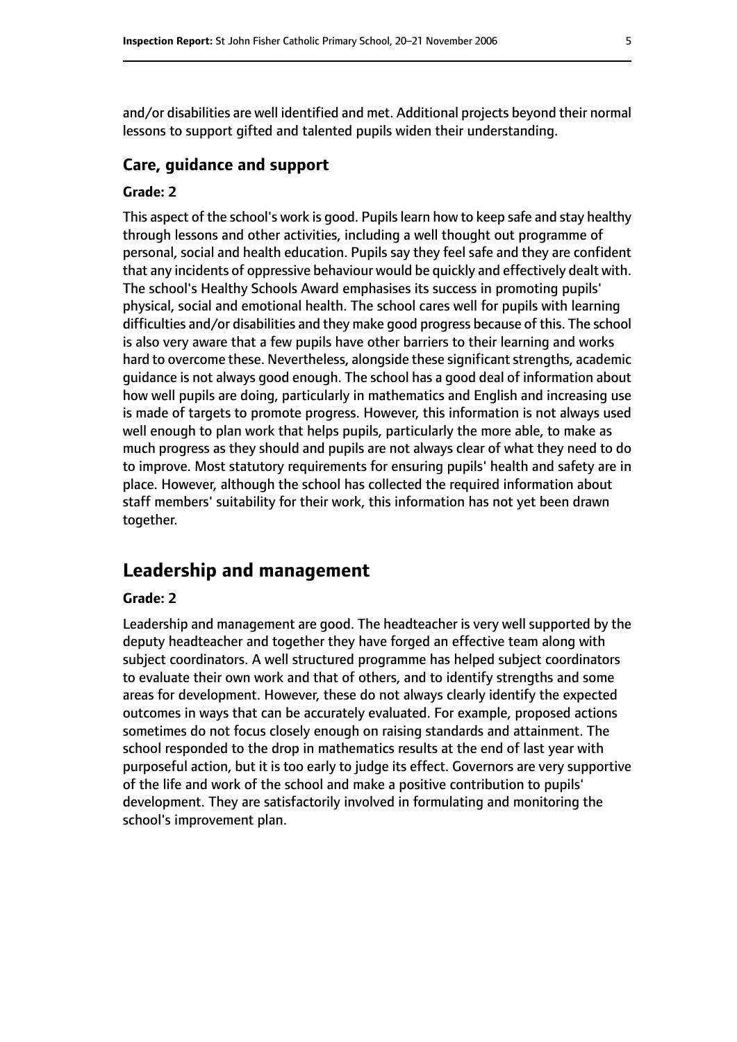and/or disabilities are well identified and met. Additional projects beyond their normal lessons to support gifted and talented pupils widen their understanding.

### Care, guidance and support

#### Grade: 2

This aspect of the school's work is good. Pupils learn how to keep safe and stay healthy through lessons and other activities, including a well thought out programme of personal, social and health education. Pupils say they feel safe and they are confident that any incidents of oppressive behaviour would be quickly and effectively dealt with. The school's Healthy Schools Award emphasises its success in promoting pupils' physical, social and emotional health. The school cares well for pupils with learning difficulties and/or disabilities and they make good progress because of this. The school is also very aware that a few pupils have other barriers to their learning and works hard to overcome these. Nevertheless, alongside these significant strengths, academic guidance is not always good enough. The school has a good deal of information about how well pupils are doing, particularly in mathematics and English and increasing use is made of targets to promote progress. However, this information is not always used well enough to plan work that helps pupils, particularly the more able, to make as much progress as they should and pupils are not always clear of what they need to do to improve. Most statutory requirements for ensuring pupils' health and safety are in place. However, although the school has collected the required information about staff members' suitability for their work, this information has not yet been drawn together.

## Leadership and management

#### Grade: 2

Leadership and management are good. The headteacher is very well supported by the deputy headteacher and together they have forged an effective team along with subject coordinators. A well structured programme has helped subject coordinators to evaluate their own work and that of others, and to identify strengths and some areas for development. However, these do not always clearly identify the expected outcomes in ways that can be accurately evaluated. For example, proposed actions sometimes do not focus closely enough on raising standards and attainment. The school responded to the drop in mathematics results at the end of last year with purposeful action, but it is too early to judge its effect. Governors are very supportive of the life and work of the school and make a positive contribution to pupils' development. They are satisfactorily involved in formulating and monitoring the school's improvement plan.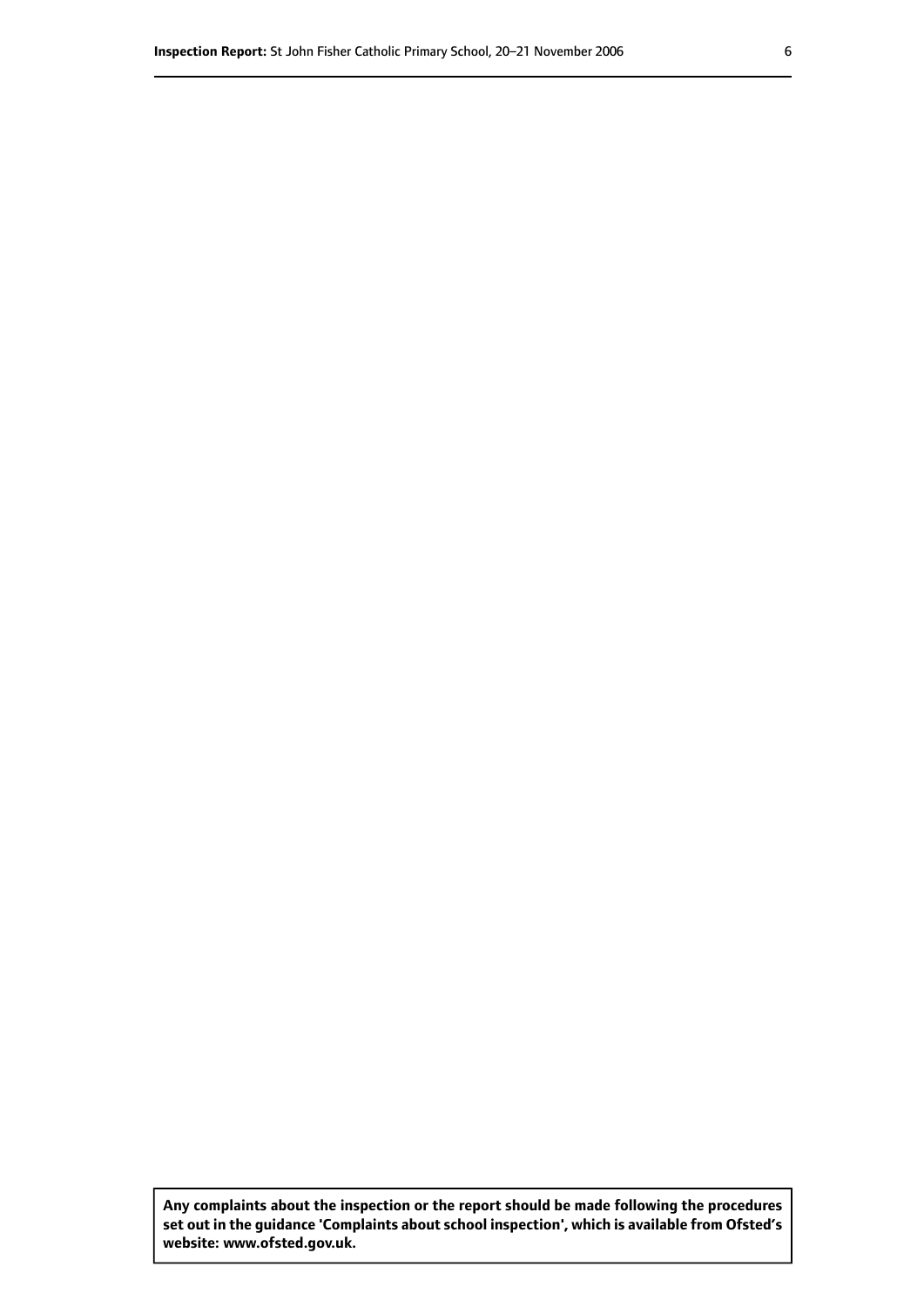**Any complaints about the inspection or the report should be made following the procedures set out in the guidance 'Complaints about school inspection', which is available from Ofsted's website: www.ofsted.gov.uk.**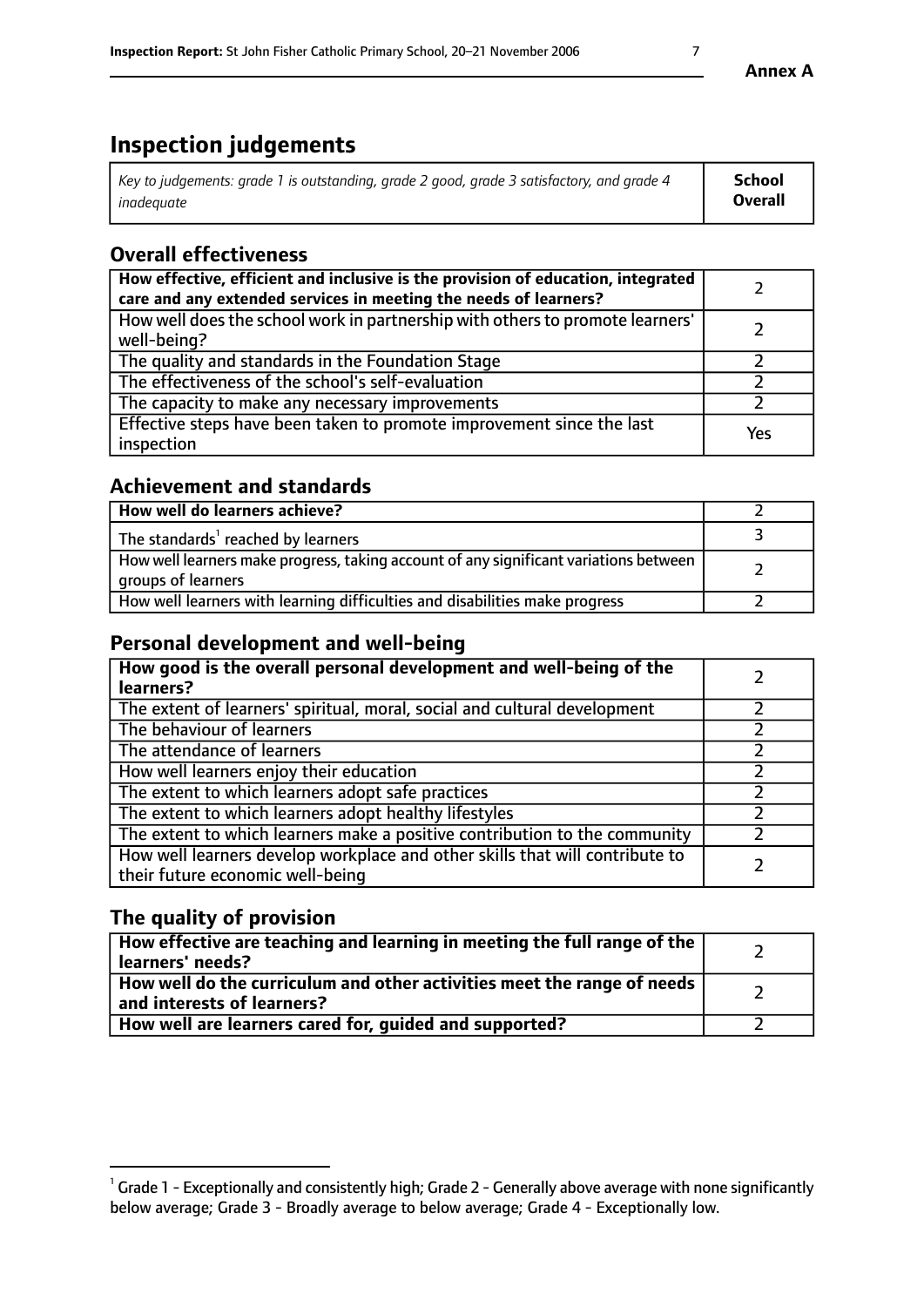**Annex A**

# Inspection judgements

| *Key to judgements: grade 1 is outstanding, grade 2 good, grade 3 satisfactory, and grade 4 inadequate* | **School Overall** |
|---|---|

## Overall effectiveness

| | |
|---|---|
| **How effective, efficient and inclusive is the provision of education, integrated care and any extended services in meeting the needs of learners?** | 2 |
| How well does the school work in partnership with others to promote learners' well-being? | 2 |
| The quality and standards in the Foundation Stage | 2 |
| The effectiveness of the school's self-evaluation | 2 |
| The capacity to make any necessary improvements | 2 |
| Effective steps have been taken to promote improvement since the last inspection | Yes |

## Achievement and standards

| | |
|---|---|
| **How well do learners achieve?** | 2 |
| The standards[1] reached by learners | 3 |
| How well learners make progress, taking account of any significant variations between groups of learners | 2 |
| How well learners with learning difficulties and disabilities make progress | 2 |

## Personal development and well-being

| | |
|---|---|
| **How good is the overall personal development and well-being of the learners?** | 2 |
| The extent of learners' spiritual, moral, social and cultural development | 2 |
| The behaviour of learners | 2 |
| The attendance of learners | 2 |
| How well learners enjoy their education | 2 |
| The extent to which learners adopt safe practices | 2 |
| The extent to which learners adopt healthy lifestyles | 2 |
| The extent to which learners make a positive contribution to the community | 2 |
| How well learners develop workplace and other skills that will contribute to their future economic well-being | 2 |

## The quality of provision

| | |
|---|---|
| **How effective are teaching and learning in meeting the full range of the learners' needs?** | 2 |
| **How well do the curriculum and other activities meet the range of needs and interests of learners?** | 2 |
| **How well are learners cared for, guided and supported?** | 2 |

[1] Grade 1 - Exceptionally and consistently high; Grade 2 - Generally above average with none significantly below average; Grade 3 - Broadly average to below average; Grade 4 - Exceptionally low.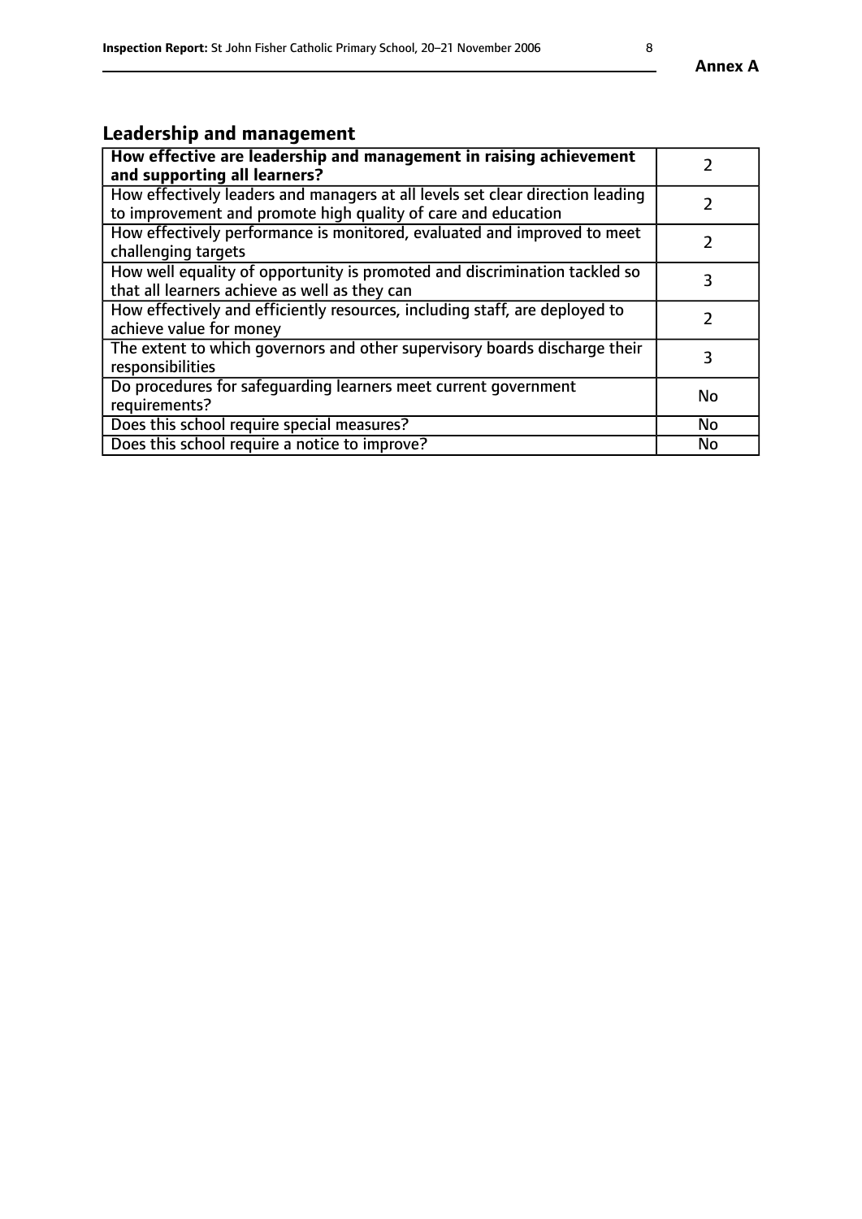## Leadership and management

| | |
|---|---|
| **How effective are leadership and management in raising achievement and supporting all learners?** | 2 |
| How effectively leaders and managers at all levels set clear direction leading to improvement and promote high quality of care and education | 2 |
| How effectively performance is monitored, evaluated and improved to meet challenging targets | 2 |
| How well equality of opportunity is promoted and discrimination tackled so that all learners achieve as well as they can | 3 |
| How effectively and efficiently resources, including staff, are deployed to achieve value for money | 2 |
| The extent to which governors and other supervisory boards discharge their responsibilities | 3 |
| Do procedures for safeguarding learners meet current government requirements? | No |
| Does this school require special measures? | No |
| Does this school require a notice to improve? | No |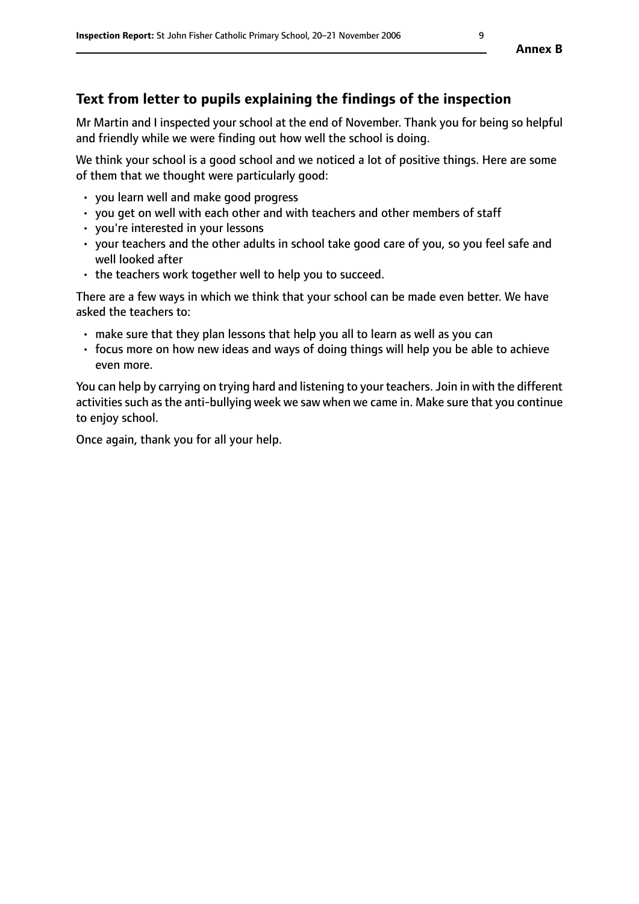## Text from letter to pupils explaining the findings of the inspection

Mr Martin and I inspected your school at the end of November. Thank you for being so helpful and friendly while we were finding out how well the school is doing.

We think your school is a good school and we noticed a lot of positive things. Here are some of them that we thought were particularly good:

- you learn well and make good progress
- you get on well with each other and with teachers and other members of staff
- you're interested in your lessons
- your teachers and the other adults in school take good care of you, so you feel safe and well looked after
- the teachers work together well to help you to succeed.

There are a few ways in which we think that your school can be made even better. We have asked the teachers to:

- make sure that they plan lessons that help you all to learn as well as you can
- focus more on how new ideas and ways of doing things will help you be able to achieve even more.

You can help by carrying on trying hard and listening to your teachers. Join in with the different activities such as the anti-bullying week we saw when we came in. Make sure that you continue to enjoy school.

Once again, thank you for all your help.